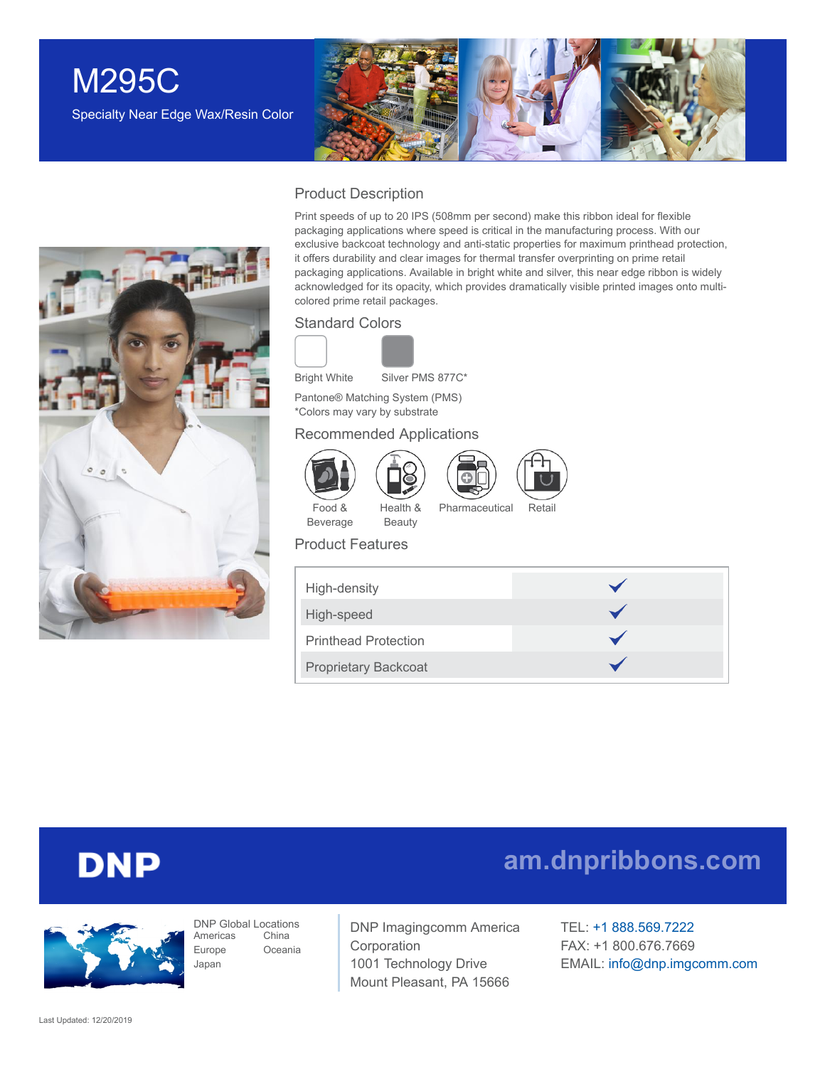# M295C

Specialty Near Edge Wax/Resin Color

## Product Description

Print speeds of up to 20 IPS (508mm per second) make this ribbon ideal for flexible packaging applications where speed is critical in the manufacturing process. With our exclusive backcoat technology and anti-static properties for maximum printhead protection, it offers durability and clear images for thermal transfer overprinting on prime retail packaging applications. Available in bright white and silver, this near edge ribbon is widely acknowledged for its opacity, which provides dramatically visible printed images onto multi-colored prime retail packages.

## Standard Colors

Bright White

Silver PMS 877C*

Pantone® Matching System (PMS)
*Colors may vary by substrate

## Recommended Applications

- Food & Beverage
- Health & Beauty
- Pharmaceutical
- Retail

## Product Features

| Feature | |
|---|---|
| High-density | ✓ |
| High-speed | ✓ |
| Printhead Protection | ✓ |
| Proprietary Backcoat | ✓ |

**DNP**

am.dnpribbons.com

DNP Global Locations
Americas, China, Europe, Oceania, Japan

DNP Imagingcomm America Corporation
1001 Technology Drive
Mount Pleasant, PA 15666

TEL: +1 888.569.7222
FAX: +1 800.676.7669
EMAIL: info@dnp.imgcomm.com

Last Updated: 12/20/2019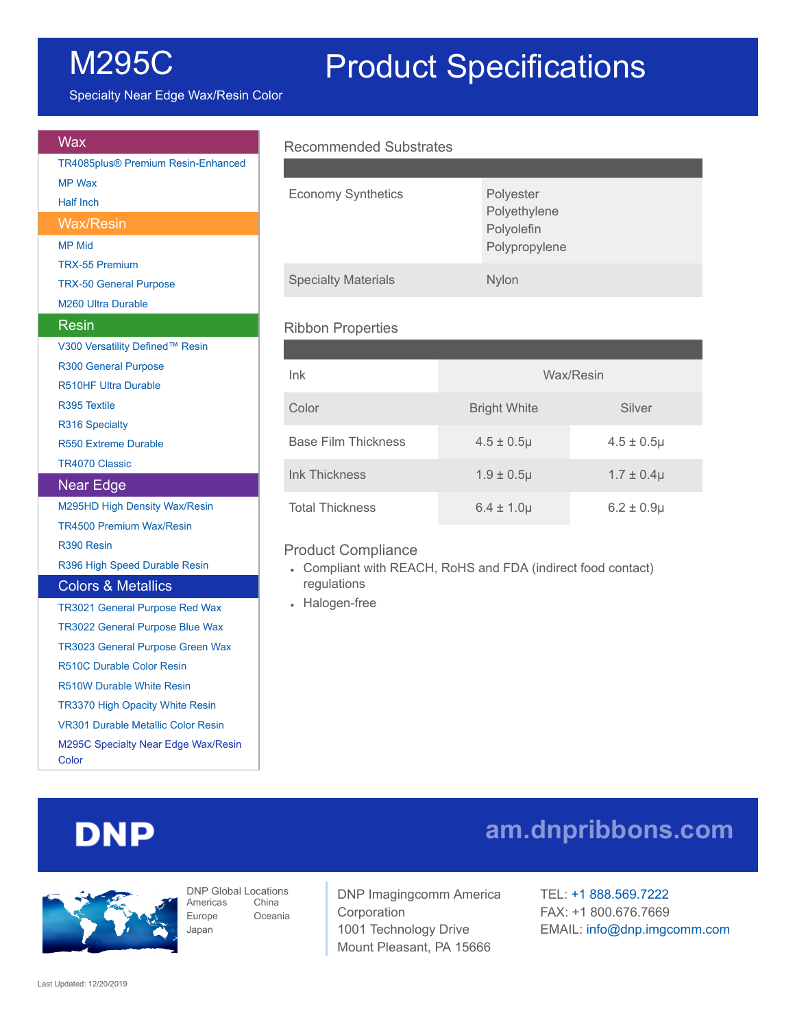# M295C

Specialty Near Edge Wax/Resin Color

# Product Specifications

## Wax

- TR4085plus® Premium Resin-Enhanced
- MP Wax
- Half Inch

## Wax/Resin

- MP Mid
- TRX-55 Premium
- TRX-50 General Purpose
- M260 Ultra Durable

## Resin

- V300 Versatility Defined™ Resin
- R300 General Purpose
- R510HF Ultra Durable
- R395 Textile
- R316 Specialty
- R550 Extreme Durable
- TR4070 Classic

## Near Edge

- M295HD High Density Wax/Resin
- TR4500 Premium Wax/Resin
- R390 Resin
- R396 High Speed Durable Resin

## Colors & Metallics

- TR3021 General Purpose Red Wax
- TR3022 General Purpose Blue Wax
- TR3023 General Purpose Green Wax
- R510C Durable Color Resin
- R510W Durable White Resin
- TR3370 High Opacity White Resin
- VR301 Durable Metallic Color Resin
- M295C Specialty Near Edge Wax/Resin Color

## Recommended Substrates

| | |
|---|---|
| Economy Synthetics | Polyester<br>Polyethylene<br>Polyolefin<br>Polypropylene |
| Specialty Materials | Nylon |

## Ribbon Properties

| | | |
|---|---|---|
| Ink | Wax/Resin | |
| Color | Bright White | Silver |
| Base Film Thickness | 4.5 ± 0.5μ | 4.5 ± 0.5μ |
| Ink Thickness | 1.9 ± 0.5μ | 1.7 ± 0.4μ |
| Total Thickness | 6.4 ± 1.0μ | 6.2 ± 0.9μ |

## Product Compliance

- Compliant with REACH, RoHS and FDA (indirect food contact) regulations
- Halogen-free

**DNP**

**am.dnpribbons.com**

DNP Global Locations
Americas China
Europe Oceania
Japan

DNP Imagingcomm America Corporation
1001 Technology Drive
Mount Pleasant, PA 15666

TEL: +1 888.569.7222
FAX: +1 800.676.7669
EMAIL: info@dnp.imgcomm.com

Last Updated: 12/20/2019